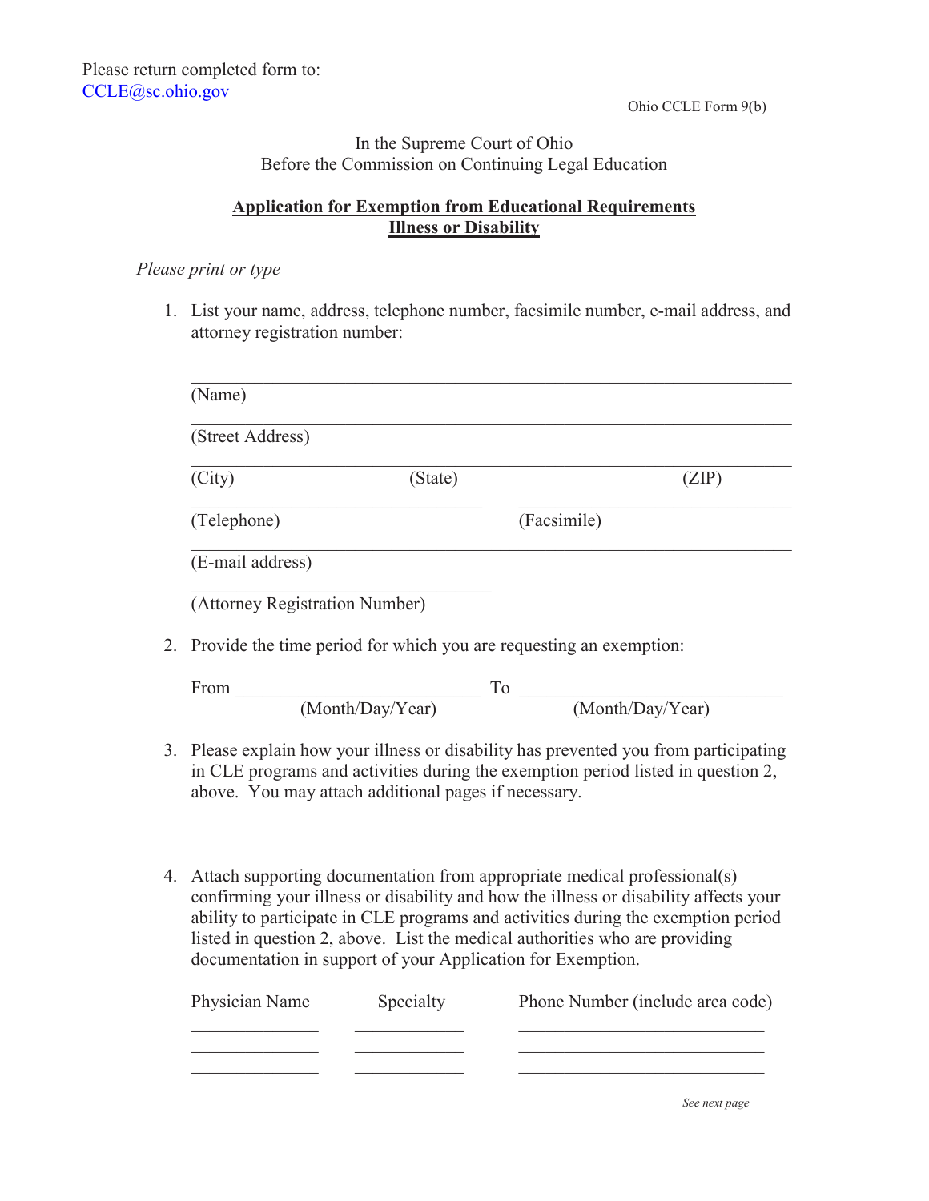Please return completed form to:
CCLE@sc.ohio.gov

Ohio CCLE Form 9(b)

In the Supreme Court of Ohio
Before the Commission on Continuing Legal Education

## Application for Exemption from Educational Requirements
## Illness or Disability

*Please print or type*

1. List your name, address, telephone number, facsimile number, e-mail address, and attorney registration number:

   ______________________________________________
   (Name)

   ______________________________________________
   (Street Address)

   ______________________________________________
   (City) (State) (ZIP)

   ______________________ ______________________
   (Telephone) (Facsimile)

   ______________________________________________
   (E-mail address)

   ______________________
   (Attorney Registration Number)

2. Provide the time period for which you are requesting an exemption:

   From ______________________ To ______________________
   (Month/Day/Year) (Month/Day/Year)

3. Please explain how your illness or disability has prevented you from participating in CLE programs and activities during the exemption period listed in question 2, above. You may attach additional pages if necessary.

4. Attach supporting documentation from appropriate medical professional(s) confirming your illness or disability and how the illness or disability affects your ability to participate in CLE programs and activities during the exemption period listed in question 2, above. List the medical authorities who are providing documentation in support of your Application for Exemption.

| Physician Name | Specialty | Phone Number (include area code) |
|---|---|---|
| | | |
| | | |
| | | |

*See next page*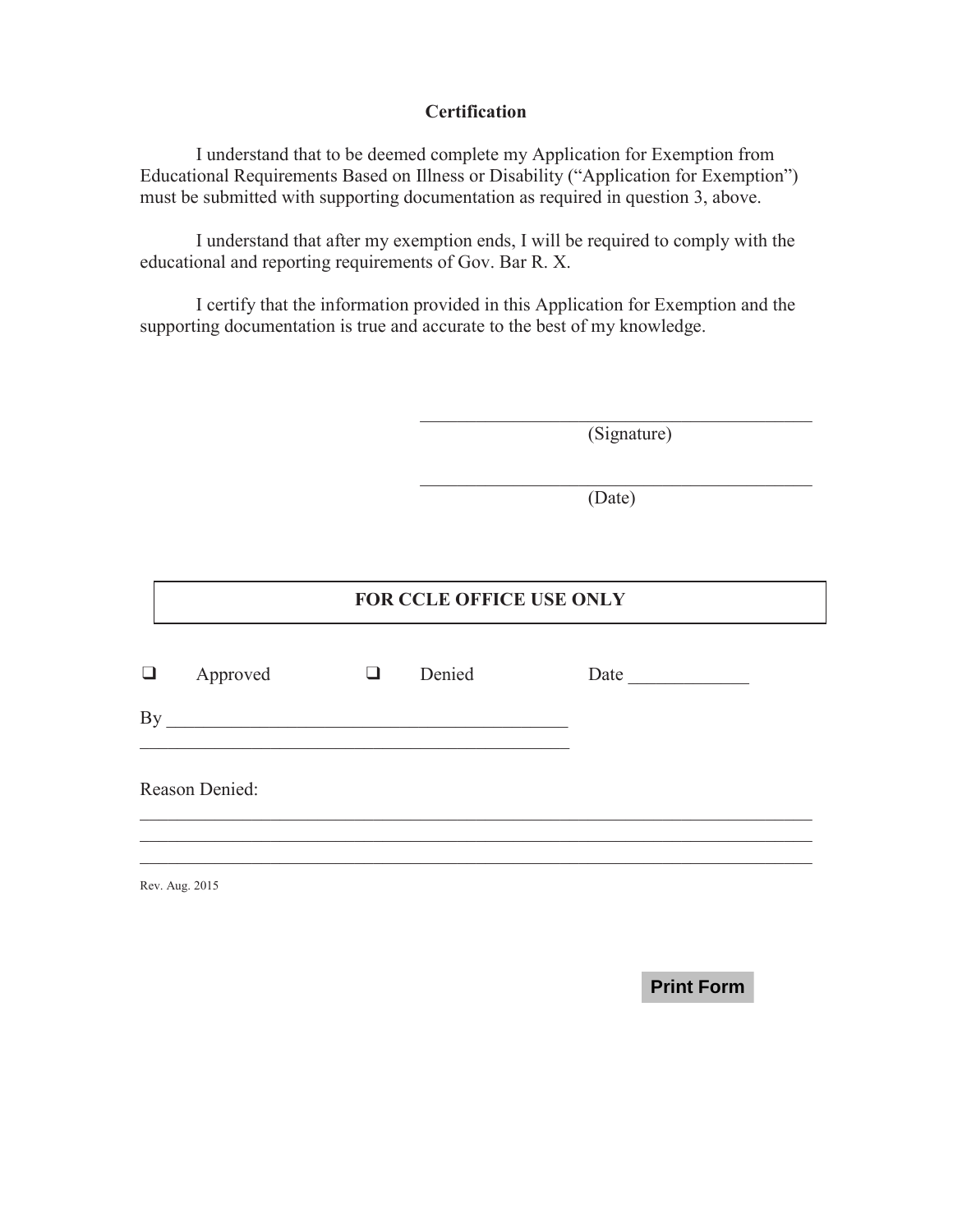## Certification

I understand that to be deemed complete my Application for Exemption from Educational Requirements Based on Illness or Disability ("Application for Exemption") must be submitted with supporting documentation as required in question 3, above.

I understand that after my exemption ends, I will be required to comply with the educational and reporting requirements of Gov. Bar R. X.

I certify that the information provided in this Application for Exemption and the supporting documentation is true and accurate to the best of my knowledge.

\_\_\_\_\_\_\_\_\_\_\_\_\_\_\_\_\_\_\_\_\_\_\_\_\_\_\_\_\_\_\_\_\_\_\_\_\_\_\_\_\_\_\_\_
(Signature)

\_\_\_\_\_\_\_\_\_\_\_\_\_\_\_\_\_\_\_\_\_\_\_\_\_\_\_\_\_\_\_\_\_\_\_\_\_\_\_\_\_\_\_\_
(Date)

**FOR CCLE OFFICE USE ONLY**

☐ Approved ☐ Denied Date \_\_\_\_\_\_\_\_\_\_\_\_\_

By \_\_\_\_\_\_\_\_\_\_\_\_\_\_\_\_\_\_\_\_\_\_\_\_\_\_\_\_\_\_\_\_\_\_\_\_\_\_\_\_\_\_\_\_

\_\_\_\_\_\_\_\_\_\_\_\_\_\_\_\_\_\_\_\_\_\_\_\_\_\_\_\_\_\_\_\_\_\_\_\_\_\_\_\_\_\_\_\_\_\_\_

Reason Denied:

\_\_\_\_\_\_\_\_\_\_\_\_\_\_\_\_\_\_\_\_\_\_\_\_\_\_\_\_\_\_\_\_\_\_\_\_\_\_\_\_\_\_\_\_\_\_\_\_\_\_\_\_\_\_\_\_\_\_\_\_\_\_\_\_\_\_\_\_\_\_
\_\_\_\_\_\_\_\_\_\_\_\_\_\_\_\_\_\_\_\_\_\_\_\_\_\_\_\_\_\_\_\_\_\_\_\_\_\_\_\_\_\_\_\_\_\_\_\_\_\_\_\_\_\_\_\_\_\_\_\_\_\_\_\_\_\_\_\_\_\_
\_\_\_\_\_\_\_\_\_\_\_\_\_\_\_\_\_\_\_\_\_\_\_\_\_\_\_\_\_\_\_\_\_\_\_\_\_\_\_\_\_\_\_\_\_\_\_\_\_\_\_\_\_\_\_\_\_\_\_\_\_\_\_\_\_\_\_\_\_\_

Rev. Aug. 2015

Print Form